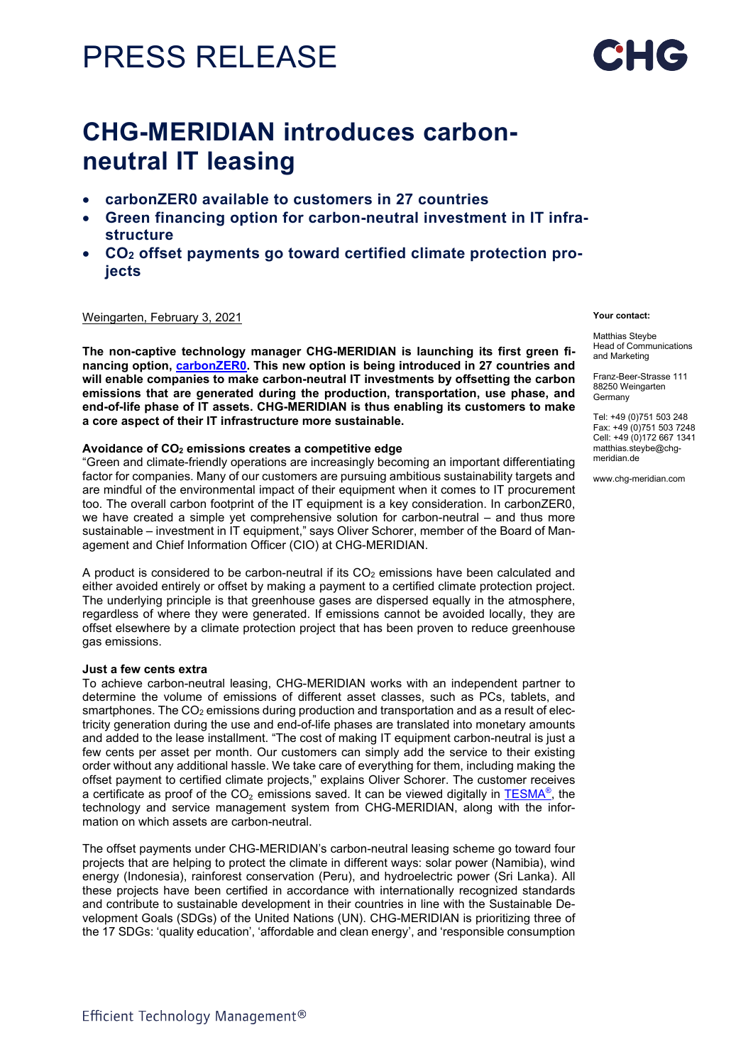# PRESS RELEASE

CHG

## CHG-MERIDIAN introduces carbon-neutral IT leasing

- **carbonZER0 available to customers in 27 countries**
- **Green financing option for carbon-neutral investment in IT infrastructure**
- **$CO_2$ offset payments go toward certified climate protection projects**

Weingarten, February 3, 2021

**The non-captive technology manager CHG-MERIDIAN is launching its first green financing option, carbonZER0. This new option is being introduced in 27 countries and will enable companies to make carbon-neutral IT investments by offsetting the carbon emissions that are generated during the production, transportation, use phase, and end-of-life phase of IT assets. CHG-MERIDIAN is thus enabling its customers to make a core aspect of their IT infrastructure more sustainable.**

**Avoidance of $CO_2$ emissions creates a competitive edge**

"Green and climate-friendly operations are increasingly becoming an important differentiating factor for companies. Many of our customers are pursuing ambitious sustainability targets and are mindful of the environmental impact of their equipment when it comes to IT procurement too. The overall carbon footprint of the IT equipment is a key consideration. In carbonZER0, we have created a simple yet comprehensive solution for carbon-neutral – and thus more sustainable – investment in IT equipment," says Oliver Schorer, member of the Board of Management and Chief Information Officer (CIO) at CHG-MERIDIAN.

A product is considered to be carbon-neutral if its $CO_2$ emissions have been calculated and either avoided entirely or offset by making a payment to a certified climate protection project. The underlying principle is that greenhouse gases are dispersed equally in the atmosphere, regardless of where they were generated. If emissions cannot be avoided locally, they are offset elsewhere by a climate protection project that has been proven to reduce greenhouse gas emissions.

**Just a few cents extra**

To achieve carbon-neutral leasing, CHG-MERIDIAN works with an independent partner to determine the volume of emissions of different asset classes, such as PCs, tablets, and smartphones. The $CO_2$ emissions during production and transportation and as a result of electricity generation during the use and end-of-life phases are translated into monetary amounts and added to the lease installment. "The cost of making IT equipment carbon-neutral is just a few cents per asset per month. Our customers can simply add the service to their existing order without any additional hassle. We take care of everything for them, including making the offset payment to certified climate projects," explains Oliver Schorer. The customer receives a certificate as proof of the $CO_2$ emissions saved. It can be viewed digitally in TESMA®, the technology and service management system from CHG-MERIDIAN, along with the information on which assets are carbon-neutral.

The offset payments under CHG-MERIDIAN's carbon-neutral leasing scheme go toward four projects that are helping to protect the climate in different ways: solar power (Namibia), wind energy (Indonesia), rainforest conservation (Peru), and hydroelectric power (Sri Lanka). All these projects have been certified in accordance with internationally recognized standards and contribute to sustainable development in their countries in line with the Sustainable Development Goals (SDGs) of the United Nations (UN). CHG-MERIDIAN is prioritizing three of the 17 SDGs: 'quality education', 'affordable and clean energy', and 'responsible consumption

**Your contact:**

Matthias Steybe
Head of Communications and Marketing

Franz-Beer-Strasse 111
88250 Weingarten
Germany

Tel: +49 (0)751 503 248
Fax: +49 (0)751 503 7248
Cell: +49 (0)172 667 1341
matthias.steybe@chg-meridian.de

www.chg-meridian.com

Efficient Technology Management®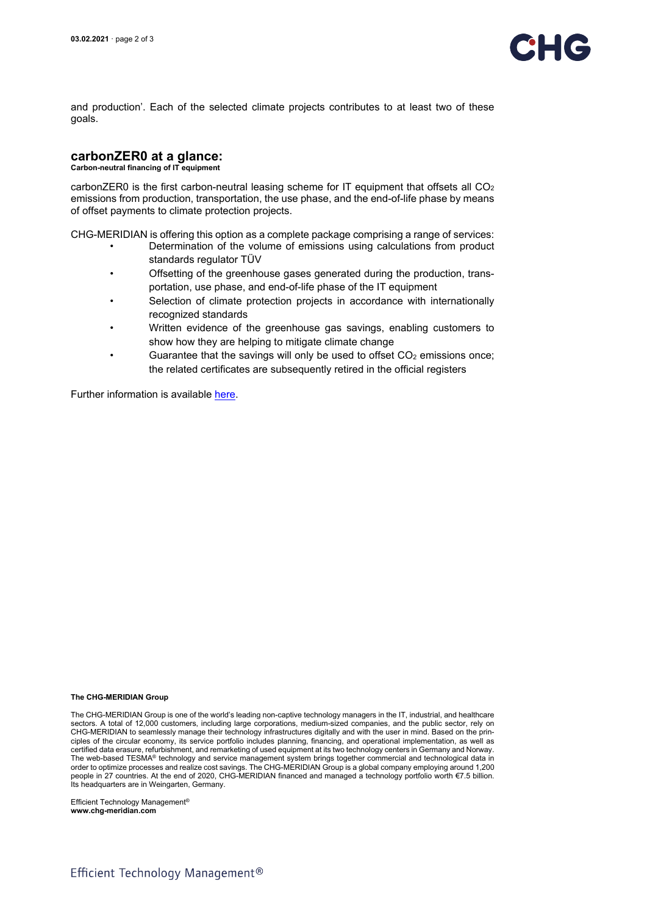and production'. Each of the selected climate projects contributes to at least two of these goals.

## carbonZER0 at a glance:

**Carbon-neutral financing of IT equipment**

carbonZER0 is the first carbon-neutral leasing scheme for IT equipment that offsets all $CO_2$ emissions from production, transportation, the use phase, and the end-of-life phase by means of offset payments to climate protection projects.

CHG-MERIDIAN is offering this option as a complete package comprising a range of services:

- Determination of the volume of emissions using calculations from product standards regulator TÜV
- Offsetting of the greenhouse gases generated during the production, transportation, use phase, and end-of-life phase of the IT equipment
- Selection of climate protection projects in accordance with internationally recognized standards
- Written evidence of the greenhouse gas savings, enabling customers to show how they are helping to mitigate climate change
- Guarantee that the savings will only be used to offset $CO_2$ emissions once; the related certificates are subsequently retired in the official registers

Further information is available here.

**The CHG-MERIDIAN Group**

The CHG-MERIDIAN Group is one of the world's leading non-captive technology managers in the IT, industrial, and healthcare sectors. A total of 12,000 customers, including large corporations, medium-sized companies, and the public sector, rely on CHG-MERIDIAN to seamlessly manage their technology infrastructures digitally and with the user in mind. Based on the principles of the circular economy, its service portfolio includes planning, financing, and operational implementation, as well as certified data erasure, refurbishment, and remarketing of used equipment at its two technology centers in Germany and Norway. The web-based TESMA® technology and service management system brings together commercial and technological data in order to optimize processes and realize cost savings. The CHG-MERIDIAN Group is a global company employing around 1,200 people in 27 countries. At the end of 2020, CHG-MERIDIAN financed and managed a technology portfolio worth €7.5 billion. Its headquarters are in Weingarten, Germany.

Efficient Technology Management®
**www.chg-meridian.com**